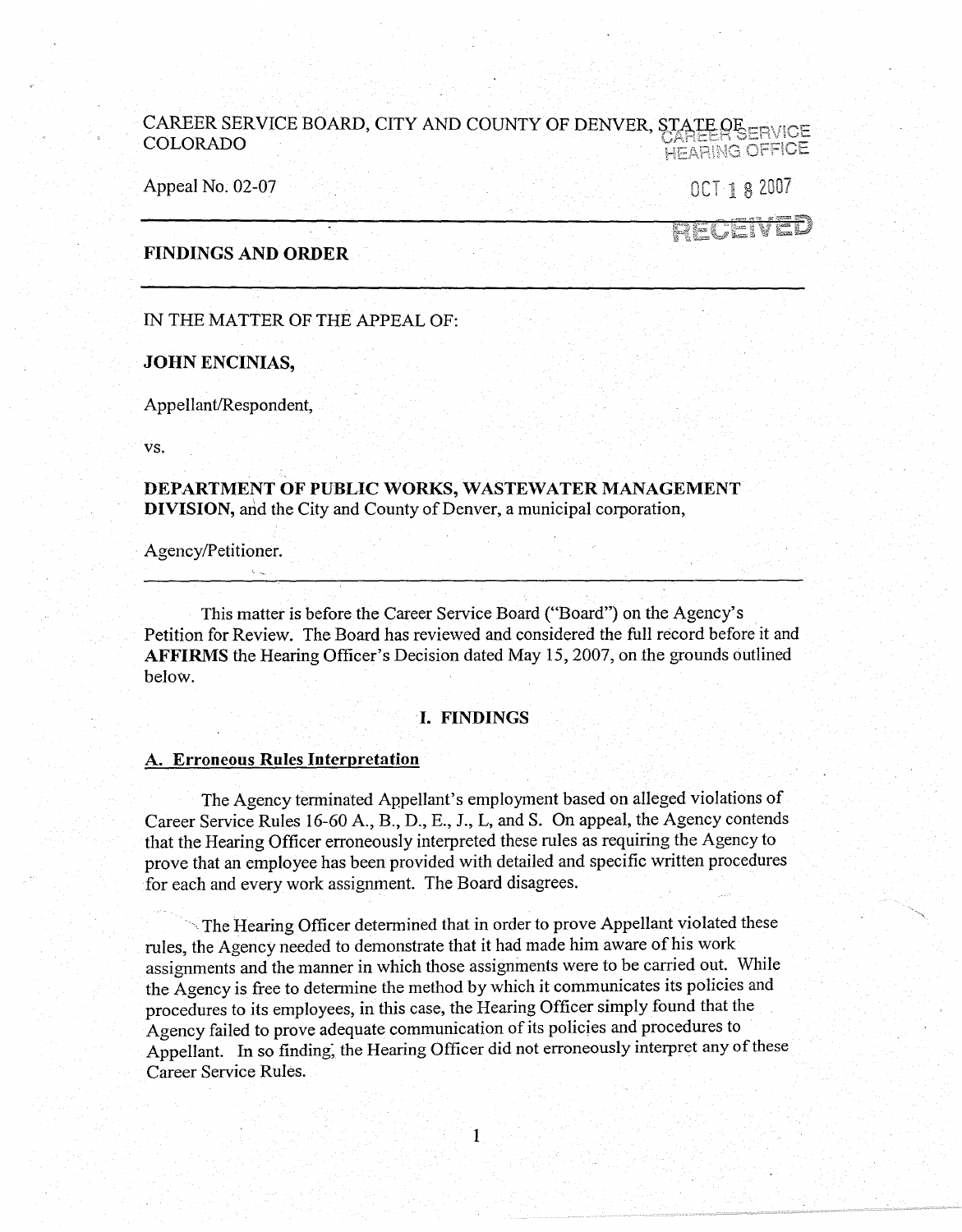CAREER SERVICE BOARD, CITY AND COUNTY OF DENVER, STATE OF COLORADO

CAREER SERVICE HEARING OFFICE

OCT 18 2007

RECEIVED

Appeal No. 02-07

---

**FINDINGS AND ORDER**

---

IN THE MATTER OF THE APPEAL OF:

**JOHN ENCINIAS,**

Appellant/Respondent,

vs.

**DEPARTMENT OF PUBLIC WORKS, WASTEWATER MANAGEMENT DIVISION,** and the City and County of Denver, a municipal corporation,

Agency/Petitioner.

---

This matter is before the Career Service Board ("Board") on the Agency's Petition for Review. The Board has reviewed and considered the full record before it and **AFFIRMS** the Hearing Officer's Decision dated May 15, 2007, on the grounds outlined below.

## I. FINDINGS

### A. Erroneous Rules Interpretation

The Agency terminated Appellant's employment based on alleged violations of Career Service Rules 16-60 A., B., D., E., J., L, and S. On appeal, the Agency contends that the Hearing Officer erroneously interpreted these rules as requiring the Agency to prove that an employee has been provided with detailed and specific written procedures for each and every work assignment. The Board disagrees.

The Hearing Officer determined that in order to prove Appellant violated these rules, the Agency needed to demonstrate that it had made him aware of his work assignments and the manner in which those assignments were to be carried out. While the Agency is free to determine the method by which it communicates its policies and procedures to its employees, in this case, the Hearing Officer simply found that the Agency failed to prove adequate communication of its policies and procedures to Appellant. In so finding, the Hearing Officer did not erroneously interpret any of these Career Service Rules.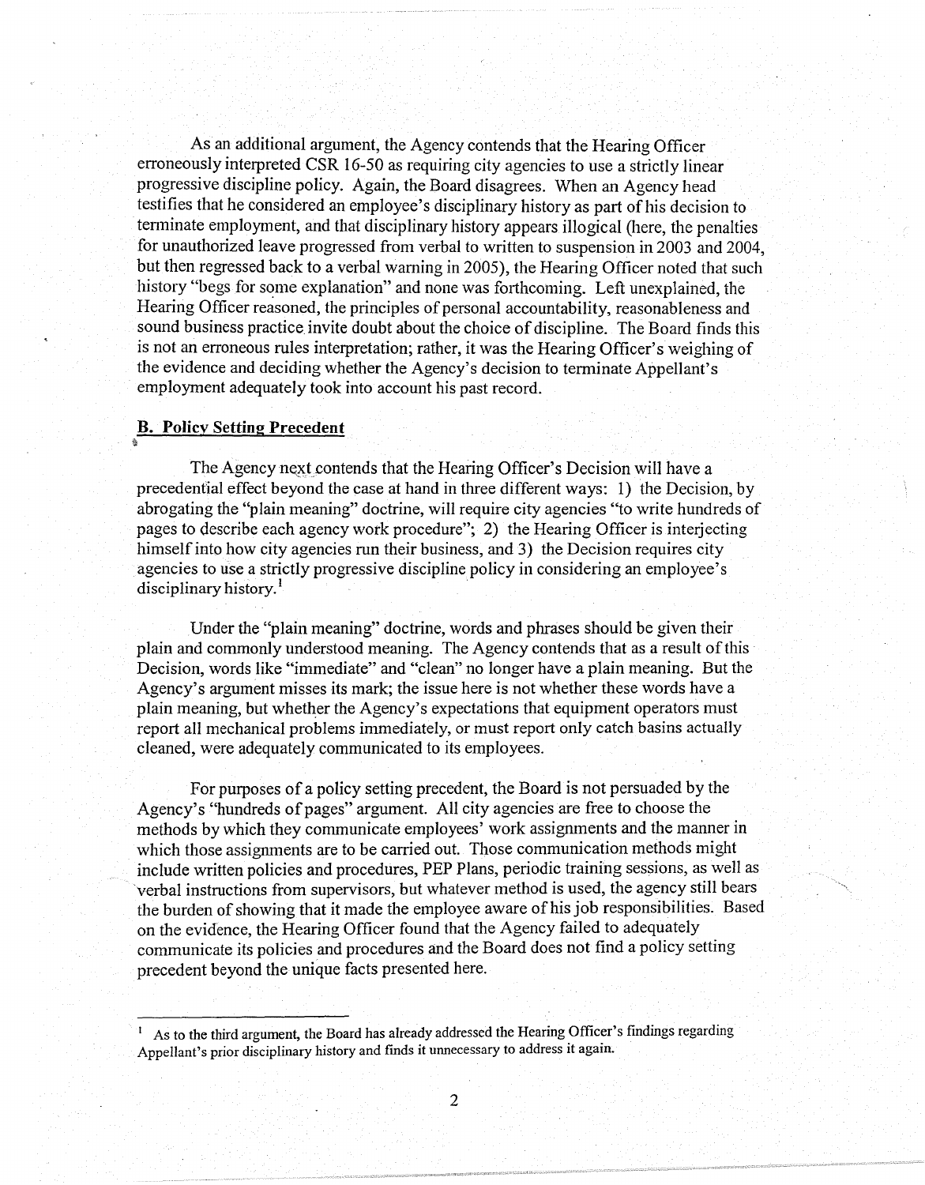As an additional argument, the Agency contends that the Hearing Officer erroneously interpreted CSR 16-50 as requiring city agencies to use a strictly linear progressive discipline policy. Again, the Board disagrees. When an Agency head testifies that he considered an employee's disciplinary history as part of his decision to terminate employment, and that disciplinary history appears illogical (here, the penalties for unauthorized leave progressed from verbal to written to suspension in 2003 and 2004, but then regressed back to a verbal warning in 2005), the Hearing Officer noted that such history "begs for some explanation" and none was forthcoming. Left unexplained, the Hearing Officer reasoned, the principles of personal accountability, reasonableness and sound business practice invite doubt about the choice of discipline. The Board finds this is not an erroneous rules interpretation; rather, it was the Hearing Officer's weighing of the evidence and deciding whether the Agency's decision to terminate Appellant's employment adequately took into account his past record.

## B. Policy Setting Precedent

The Agency next contends that the Hearing Officer's Decision will have a precedential effect beyond the case at hand in three different ways: 1) the Decision, by abrogating the "plain meaning" doctrine, will require city agencies "to write hundreds of pages to describe each agency work procedure"; 2) the Hearing Officer is interjecting himself into how city agencies run their business, and 3) the Decision requires city agencies to use a strictly progressive discipline policy in considering an employee's disciplinary history.[1]

Under the "plain meaning" doctrine, words and phrases should be given their plain and commonly understood meaning. The Agency contends that as a result of this Decision, words like "immediate" and "clean" no longer have a plain meaning. But the Agency's argument misses its mark; the issue here is not whether these words have a plain meaning, but whether the Agency's expectations that equipment operators must report all mechanical problems immediately, or must report only catch basins actually cleaned, were adequately communicated to its employees.

For purposes of a policy setting precedent, the Board is not persuaded by the Agency's "hundreds of pages" argument. All city agencies are free to choose the methods by which they communicate employees' work assignments and the manner in which those assignments are to be carried out. Those communication methods might include written policies and procedures, PEP Plans, periodic training sessions, as well as verbal instructions from supervisors, but whatever method is used, the agency still bears the burden of showing that it made the employee aware of his job responsibilities. Based on the evidence, the Hearing Officer found that the Agency failed to adequately communicate its policies and procedures and the Board does not find a policy setting precedent beyond the unique facts presented here.

---

[1] As to the third argument, the Board has already addressed the Hearing Officer's findings regarding Appellant's prior disciplinary history and finds it unnecessary to address it again.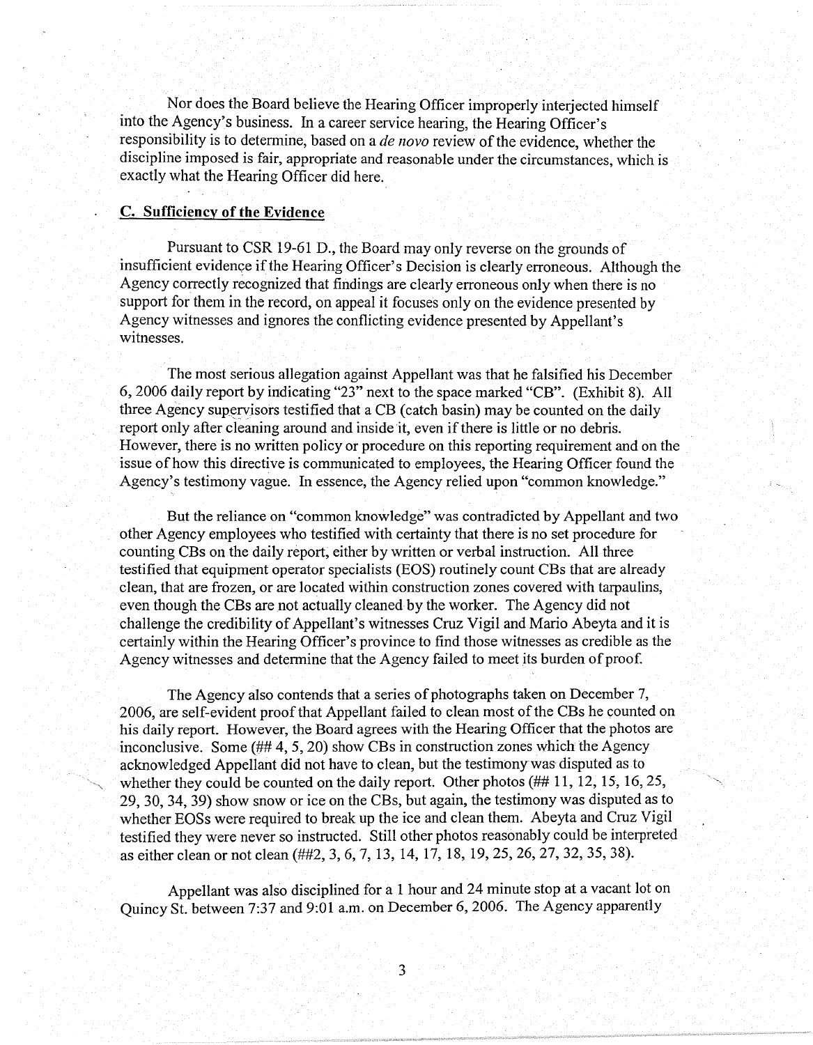Nor does the Board believe the Hearing Officer improperly interjected himself into the Agency's business. In a career service hearing, the Hearing Officer's responsibility is to determine, based on a *de novo* review of the evidence, whether the discipline imposed is fair, appropriate and reasonable under the circumstances, which is exactly what the Hearing Officer did here.

## C. Sufficiency of the Evidence

Pursuant to CSR 19-61 D., the Board may only reverse on the grounds of insufficient evidence if the Hearing Officer's Decision is clearly erroneous. Although the Agency correctly recognized that findings are clearly erroneous only when there is no support for them in the record, on appeal it focuses only on the evidence presented by Agency witnesses and ignores the conflicting evidence presented by Appellant's witnesses.

The most serious allegation against Appellant was that he falsified his December 6, 2006 daily report by indicating "23" next to the space marked "CB". (Exhibit 8). All three Agency supervisors testified that a CB (catch basin) may be counted on the daily report only after cleaning around and inside it, even if there is little or no debris. However, there is no written policy or procedure on this reporting requirement and on the issue of how this directive is communicated to employees, the Hearing Officer found the Agency's testimony vague. In essence, the Agency relied upon "common knowledge."

But the reliance on "common knowledge" was contradicted by Appellant and two other Agency employees who testified with certainty that there is no set procedure for counting CBs on the daily report, either by written or verbal instruction. All three testified that equipment operator specialists (EOS) routinely count CBs that are already clean, that are frozen, or are located within construction zones covered with tarpaulins, even though the CBs are not actually cleaned by the worker. The Agency did not challenge the credibility of Appellant's witnesses Cruz Vigil and Mario Abeyta and it is certainly within the Hearing Officer's province to find those witnesses as credible as the Agency witnesses and determine that the Agency failed to meet its burden of proof.

The Agency also contends that a series of photographs taken on December 7, 2006, are self-evident proof that Appellant failed to clean most of the CBs he counted on his daily report. However, the Board agrees with the Hearing Officer that the photos are inconclusive. Some (## 4, 5, 20) show CBs in construction zones which the Agency acknowledged Appellant did not have to clean, but the testimony was disputed as to whether they could be counted on the daily report. Other photos (## 11, 12, 15, 16, 25, 29, 30, 34, 39) show snow or ice on the CBs, but again, the testimony was disputed as to whether EOSs were required to break up the ice and clean them. Abeyta and Cruz Vigil testified they were never so instructed. Still other photos reasonably could be interpreted as either clean or not clean (##2, 3, 6, 7, 13, 14, 17, 18, 19, 25, 26, 27, 32, 35, 38).

Appellant was also disciplined for a 1 hour and 24 minute stop at a vacant lot on Quincy St. between 7:37 and 9:01 a.m. on December 6, 2006. The Agency apparently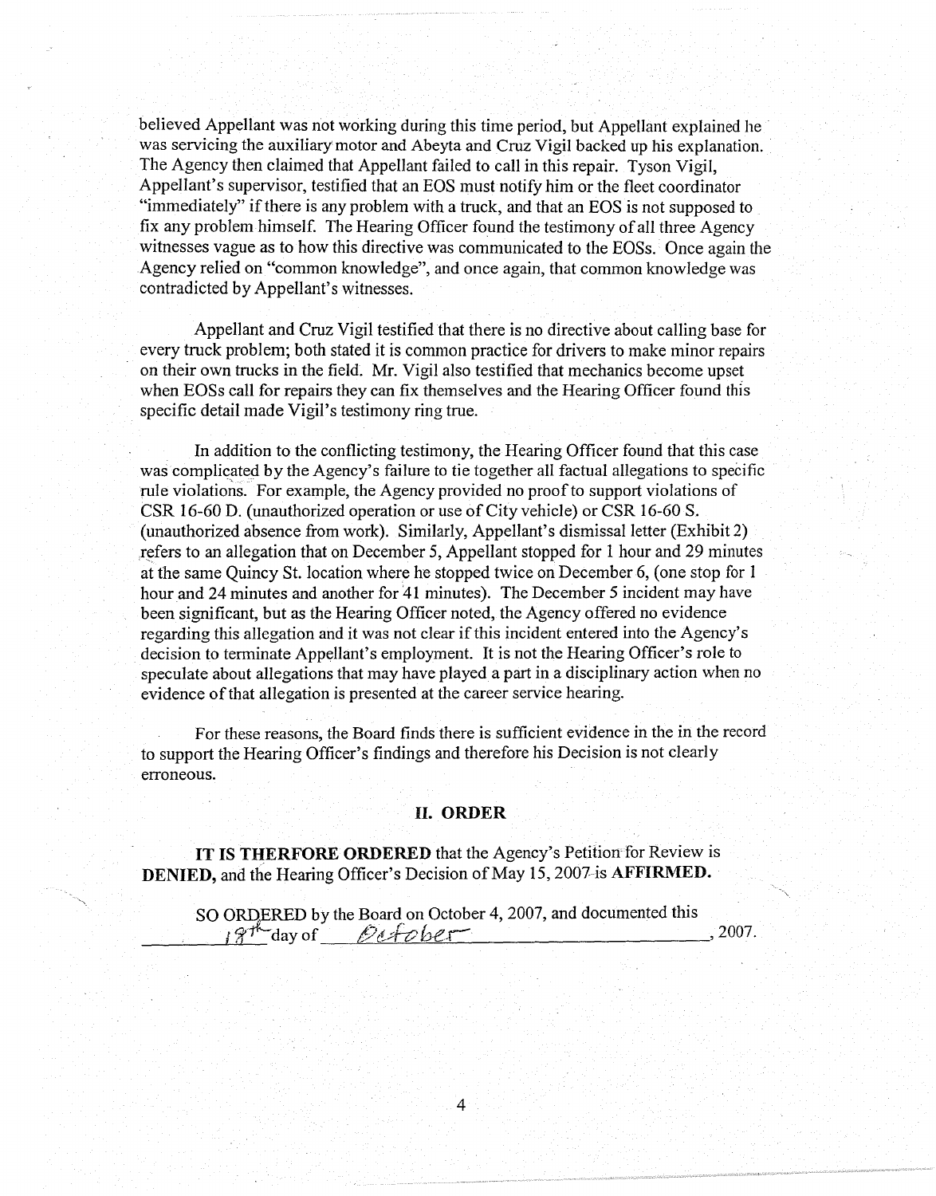believed Appellant was not working during this time period, but Appellant explained he was servicing the auxiliary motor and Abeyta and Cruz Vigil backed up his explanation. The Agency then claimed that Appellant failed to call in this repair. Tyson Vigil, Appellant's supervisor, testified that an EOS must notify him or the fleet coordinator "immediately" if there is any problem with a truck, and that an EOS is not supposed to fix any problem himself. The Hearing Officer found the testimony of all three Agency witnesses vague as to how this directive was communicated to the EOSs. Once again the Agency relied on "common knowledge", and once again, that common knowledge was contradicted by Appellant's witnesses.

Appellant and Cruz Vigil testified that there is no directive about calling base for every truck problem; both stated it is common practice for drivers to make minor repairs on their own trucks in the field. Mr. Vigil also testified that mechanics become upset when EOSs call for repairs they can fix themselves and the Hearing Officer found this specific detail made Vigil's testimony ring true.

In addition to the conflicting testimony, the Hearing Officer found that this case was complicated by the Agency's failure to tie together all factual allegations to specific rule violations. For example, the Agency provided no proof to support violations of CSR 16-60 D. (unauthorized operation or use of City vehicle) or CSR 16-60 S. (unauthorized absence from work). Similarly, Appellant's dismissal letter (Exhibit 2) refers to an allegation that on December 5, Appellant stopped for 1 hour and 29 minutes at the same Quincy St. location where he stopped twice on December 6, (one stop for 1 hour and 24 minutes and another for 41 minutes). The December 5 incident may have been significant, but as the Hearing Officer noted, the Agency offered no evidence regarding this allegation and it was not clear if this incident entered into the Agency's decision to terminate Appellant's employment. It is not the Hearing Officer's role to speculate about allegations that may have played a part in a disciplinary action when no evidence of that allegation is presented at the career service hearing.

For these reasons, the Board finds there is sufficient evidence in the in the record to support the Hearing Officer's findings and therefore his Decision is not clearly erroneous.

## II. ORDER

**IT IS THERFORE ORDERED** that the Agency's Petition for Review is **DENIED,** and the Hearing Officer's Decision of May 15, 2007 is **AFFIRMED.**

SO ORDERED by the Board on October 4, 2007, and documented this 18th day of October, 2007.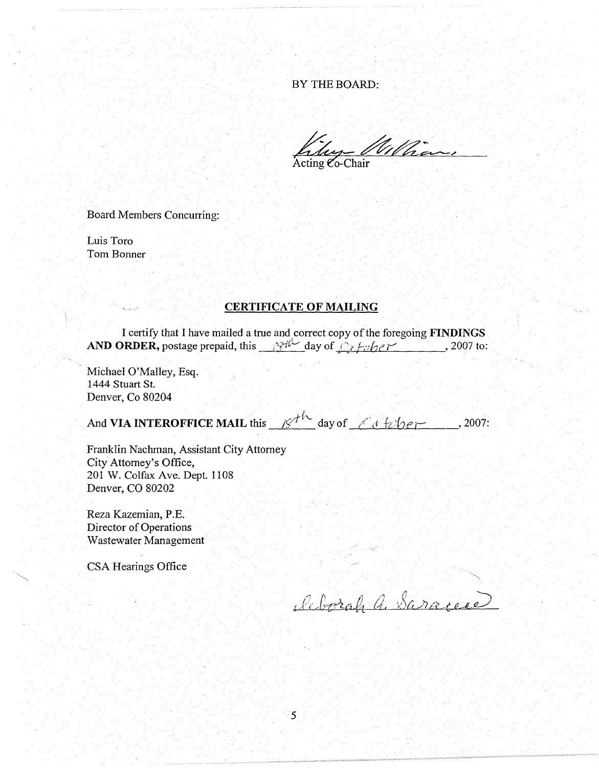BY THE BOARD:

Acting Co-Chair

Board Members Concurring:

Luis Toro
Tom Bonner

## CERTIFICATE OF MAILING

I certify that I have mailed a true and correct copy of the foregoing **FINDINGS AND ORDER,** postage prepaid, this 18th day of October, 2007 to:

Michael O'Malley, Esq.
1444 Stuart St.
Denver, Co 80204

And **VIA INTEROFFICE MAIL** this 18th day of October, 2007:

Franklin Nachman, Assistant City Attorney
City Attorney's Office,
201 W. Colfax Ave. Dept. 1108
Denver, CO 80202

Reza Kazemian, P.E.
Director of Operations
Wastewater Management

CSA Hearings Office

Deborah A. Saracco